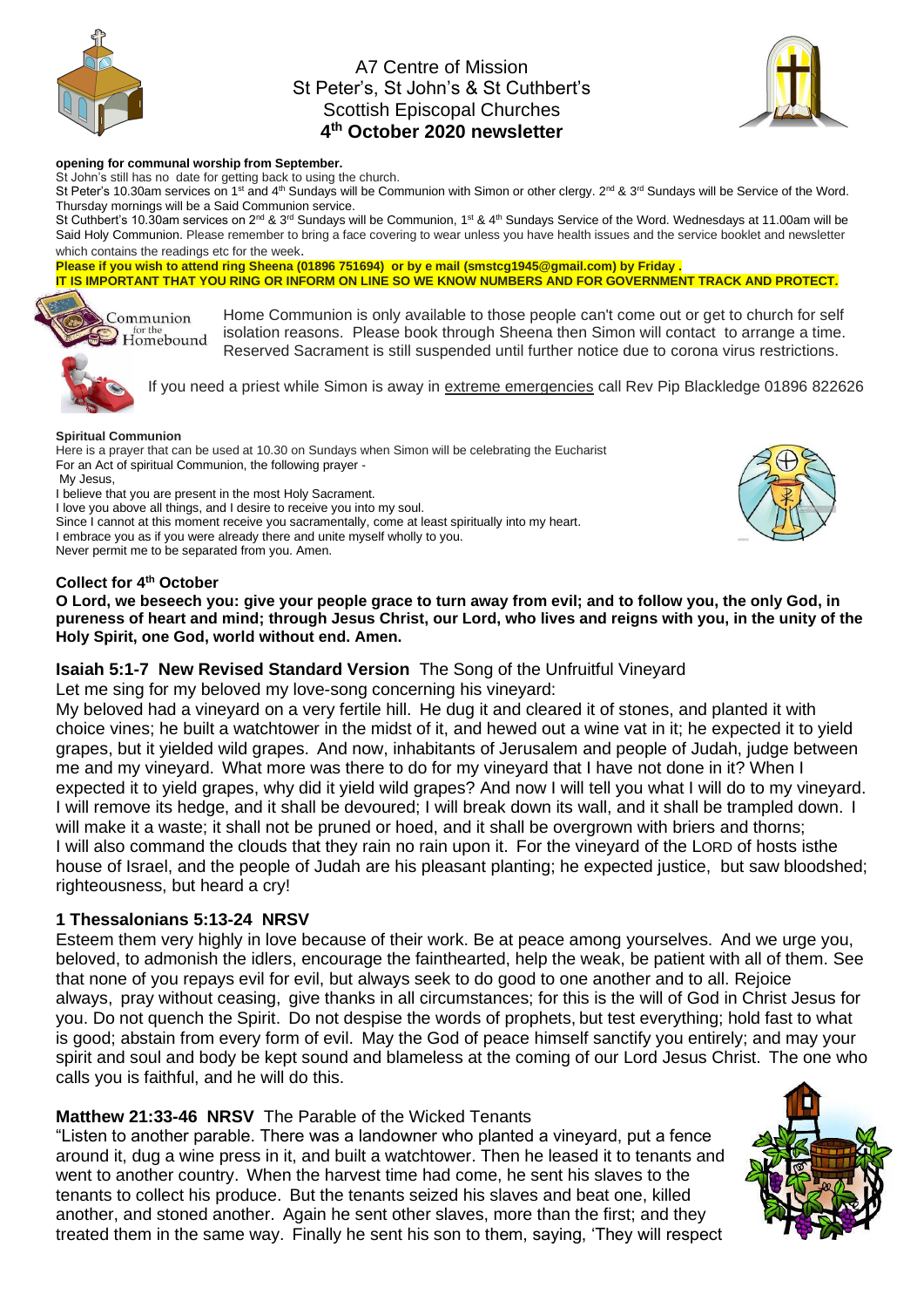# A7 Centre of Mission
## St Peter's, St John's & St Cuthbert's
## Scottish Episcopal Churches
## 4th October 2020 newsletter

**opening for communal worship from September.**

St John's still has no date for getting back to using the church.

St Peter's 10.30am services on 1st and 4th Sundays will be Communion with Simon or other clergy. 2nd & 3rd Sundays will be Service of the Word. Thursday mornings will be a Said Communion service.

St Cuthbert's 10.30am services on 2nd & 3rd Sundays will be Communion, 1st & 4th Sundays Service of the Word. Wednesdays at 11.00am will be Said Holy Communion. Please remember to bring a face covering to wear unless you have health issues and the service booklet and newsletter which contains the readings etc for the week.

**Please if you wish to attend ring Sheena (01896 751694) or by e mail (smstcg1945@gmail.com) by Friday .**

**IT IS IMPORTANT THAT YOU RING OR INFORM ON LINE SO WE KNOW NUMBERS AND FOR GOVERNMENT TRACK AND PROTECT.**

Communion for the Homebound

Home Communion is only available to those people can't come out or get to church for self isolation reasons. Please book through Sheena then Simon will contact to arrange a time. Reserved Sacrament is still suspended until further notice due to corona virus restrictions.

If you need a priest while Simon is away in extreme emergencies call Rev Pip Blackledge 01896 822626

**Spiritual Communion**

Here is a prayer that can be used at 10.30 on Sundays when Simon will be celebrating the Eucharist

For an Act of spiritual Communion, the following prayer -

My Jesus,

I believe that you are present in the most Holy Sacrament.

I love you above all things, and I desire to receive you into my soul.

Since I cannot at this moment receive you sacramentally, come at least spiritually into my heart.

I embrace you as if you were already there and unite myself wholly to you.

Never permit me to be separated from you. Amen.

**Collect for 4th October**

**O Lord, we beseech you: give your people grace to turn away from evil; and to follow you, the only God, in pureness of heart and mind; through Jesus Christ, our Lord, who lives and reigns with you, in the unity of the Holy Spirit, one God, world without end. Amen.**

**Isaiah 5:1-7 New Revised Standard Version** The Song of the Unfruitful Vineyard

Let me sing for my beloved my love-song concerning his vineyard:

My beloved had a vineyard on a very fertile hill. He dug it and cleared it of stones, and planted it with choice vines; he built a watchtower in the midst of it, and hewed out a wine vat in it; he expected it to yield grapes, but it yielded wild grapes. And now, inhabitants of Jerusalem and people of Judah, judge between me and my vineyard. What more was there to do for my vineyard that I have not done in it? When I expected it to yield grapes, why did it yield wild grapes? And now I will tell you what I will do to my vineyard. I will remove its hedge, and it shall be devoured; I will break down its wall, and it shall be trampled down. I will make it a waste; it shall not be pruned or hoed, and it shall be overgrown with briers and thorns; I will also command the clouds that they rain no rain upon it. For the vineyard of the LORD of hosts isthe house of Israel, and the people of Judah are his pleasant planting; he expected justice, but saw bloodshed; righteousness, but heard a cry!

**1 Thessalonians 5:13-24 NRSV**

Esteem them very highly in love because of their work. Be at peace among yourselves. And we urge you, beloved, to admonish the idlers, encourage the fainthearted, help the weak, be patient with all of them. See that none of you repays evil for evil, but always seek to do good to one another and to all. Rejoice always, pray without ceasing, give thanks in all circumstances; for this is the will of God in Christ Jesus for you. Do not quench the Spirit. Do not despise the words of prophets, but test everything; hold fast to what is good; abstain from every form of evil. May the God of peace himself sanctify you entirely; and may your spirit and soul and body be kept sound and blameless at the coming of our Lord Jesus Christ. The one who calls you is faithful, and he will do this.

**Matthew 21:33-46 NRSV** The Parable of the Wicked Tenants

"Listen to another parable. There was a landowner who planted a vineyard, put a fence around it, dug a wine press in it, and built a watchtower. Then he leased it to tenants and went to another country. When the harvest time had come, he sent his slaves to the tenants to collect his produce. But the tenants seized his slaves and beat one, killed another, and stoned another. Again he sent other slaves, more than the first; and they treated them in the same way. Finally he sent his son to them, saying, 'They will respect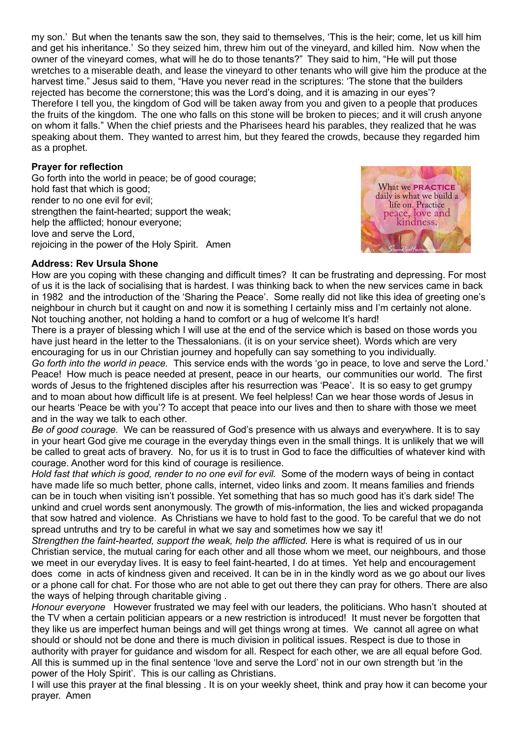my son.' But when the tenants saw the son, they said to themselves, 'This is the heir; come, let us kill him and get his inheritance.' So they seized him, threw him out of the vineyard, and killed him. Now when the owner of the vineyard comes, what will he do to those tenants?" They said to him, "He will put those wretches to a miserable death, and lease the vineyard to other tenants who will give him the produce at the harvest time." Jesus said to them, "Have you never read in the scriptures: 'The stone that the builders rejected has become the cornerstone; this was the Lord's doing, and it is amazing in our eyes'? Therefore I tell you, the kingdom of God will be taken away from you and given to a people that produces the fruits of the kingdom. The one who falls on this stone will be broken to pieces; and it will crush anyone on whom it falls." When the chief priests and the Pharisees heard his parables, they realized that he was speaking about them. They wanted to arrest him, but they feared the crowds, because they regarded him as a prophet.

**Prayer for reflection**

Go forth into the world in peace; be of good courage;
hold fast that which is good;
render to no one evil for evil;
strengthen the faint-hearted; support the weak;
help the afflicted; honour everyone;
love and serve the Lord,
rejoicing in the power of the Holy Spirit. Amen

What we PRACTICE daily is what we build a life on. Practice peace, love and kindness.

**Address: Rev Ursula Shone**

How are you coping with these changing and difficult times? It can be frustrating and depressing. For most of us it is the lack of socialising that is hardest. I was thinking back to when the new services came in back in 1982 and the introduction of the 'Sharing the Peace'. Some really did not like this idea of greeting one's neighbour in church but it caught on and now it is something I certainly miss and I'm certainly not alone. Not touching another, not holding a hand to comfort or a hug of welcome It's hard!

There is a prayer of blessing which I will use at the end of the service which is based on those words you have just heard in the letter to the Thessalonians. (it is on your service sheet). Words which are very encouraging for us in our Christian journey and hopefully can say something to you individually.

*Go forth into the world in peace.* This service ends with the words 'go in peace, to love and serve the Lord.' Peace! How much is peace needed at present, peace in our hearts, our communities our world. The first words of Jesus to the frightened disciples after his resurrection was 'Peace'. It is so easy to get grumpy and to moan about how difficult life is at present. We feel helpless! Can we hear those words of Jesus in our hearts 'Peace be with you'? To accept that peace into our lives and then to share with those we meet and in the way we talk to each other.

*Be of good courage.* We can be reassured of God's presence with us always and everywhere. It is to say in your heart God give me courage in the everyday things even in the small things. It is unlikely that we will be called to great acts of bravery. No, for us it is to trust in God to face the difficulties of whatever kind with courage. Another word for this kind of courage is resilience.

*Hold fast that which is good, render to no one evil for evil.* Some of the modern ways of being in contact have made life so much better, phone calls, internet, video links and zoom. It means families and friends can be in touch when visiting isn't possible. Yet something that has so much good has it's dark side! The unkind and cruel words sent anonymously. The growth of mis-information, the lies and wicked propaganda that sow hatred and violence. As Christians we have to hold fast to the good. To be careful that we do not spread untruths and try to be careful in what we say and sometimes how we say it!

*Strengthen the faint-hearted, support the weak, help the afflicted.* Here is what is required of us in our Christian service, the mutual caring for each other and all those whom we meet, our neighbours, and those we meet in our everyday lives. It is easy to feel faint-hearted, I do at times. Yet help and encouragement does come in acts of kindness given and received. It can be in in the kindly word as we go about our lives or a phone call for chat. For those who are not able to get out there they can pray for others. There are also the ways of helping through charitable giving .

*Honour everyone* However frustrated we may feel with our leaders, the politicians. Who hasn't shouted at the TV when a certain politician appears or a new restriction is introduced! It must never be forgotten that they like us are imperfect human beings and will get things wrong at times. We cannot all agree on what should or should not be done and there is much division in political issues. Respect is due to those in authority with prayer for guidance and wisdom for all. Respect for each other, we are all equal before God. All this is summed up in the final sentence 'love and serve the Lord' not in our own strength but 'in the power of the Holy Spirit'. This is our calling as Christians.

I will use this prayer at the final blessing . It is on your weekly sheet, think and pray how it can become your prayer. Amen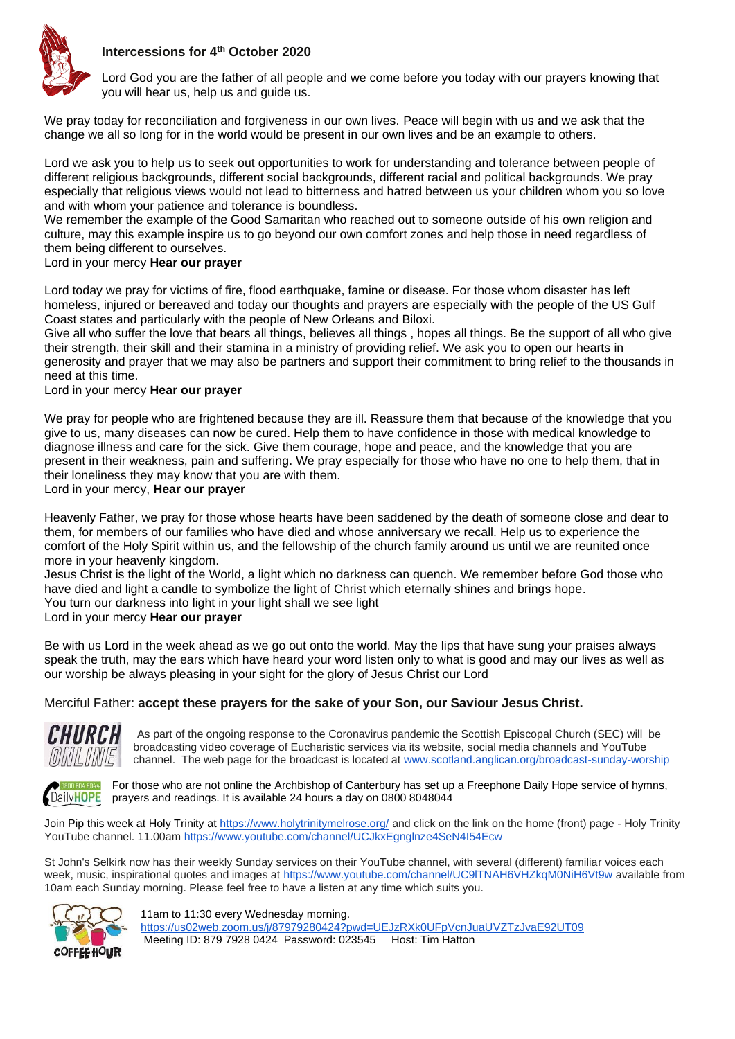## Intercessions for 4th October 2020

Lord God you are the father of all people and we come before you today with our prayers knowing that you will hear us, help us and guide us.

We pray today for reconciliation and forgiveness in our own lives. Peace will begin with us and we ask that the change we all so long for in the world would be present in our own lives and be an example to others.

Lord we ask you to help us to seek out opportunities to work for understanding and tolerance between people of different religious backgrounds, different social backgrounds, different racial and political backgrounds. We pray especially that religious views would not lead to bitterness and hatred between us your children whom you so love and with whom your patience and tolerance is boundless.
We remember the example of the Good Samaritan who reached out to someone outside of his own religion and culture, may this example inspire us to go beyond our own comfort zones and help those in need regardless of them being different to ourselves.
Lord in your mercy **Hear our prayer**

Lord today we pray for victims of fire, flood earthquake, famine or disease. For those whom disaster has left homeless, injured or bereaved and today our thoughts and prayers are especially with the people of the US Gulf Coast states and particularly with the people of New Orleans and Biloxi.
Give all who suffer the love that bears all things, believes all things , hopes all things. Be the support of all who give their strength, their skill and their stamina in a ministry of providing relief. We ask you to open our hearts in generosity and prayer that we may also be partners and support their commitment to bring relief to the thousands in need at this time.
Lord in your mercy **Hear our prayer**

We pray for people who are frightened because they are ill. Reassure them that because of the knowledge that you give to us, many diseases can now be cured. Help them to have confidence in those with medical knowledge to diagnose illness and care for the sick. Give them courage, hope and peace, and the knowledge that you are present in their weakness, pain and suffering. We pray especially for those who have no one to help them, that in their loneliness they may know that you are with them.
Lord in your mercy, **Hear our prayer**

Heavenly Father, we pray for those whose hearts have been saddened by the death of someone close and dear to them, for members of our families who have died and whose anniversary we recall. Help us to experience the comfort of the Holy Spirit within us, and the fellowship of the church family around us until we are reunited once more in your heavenly kingdom.
Jesus Christ is the light of the World, a light which no darkness can quench. We remember before God those who have died and light a candle to symbolize the light of Christ which eternally shines and brings hope.
You turn our darkness into light in your light shall we see light
Lord in your mercy **Hear our prayer**

Be with us Lord in the week ahead as we go out onto the world. May the lips that have sung your praises always speak the truth, may the ears which have heard your word listen only to what is good and may our lives as well as our worship be always pleasing in your sight for the glory of Jesus Christ our Lord

Merciful Father: **accept these prayers for the sake of your Son, our Saviour Jesus Christ.**

As part of the ongoing response to the Coronavirus pandemic the Scottish Episcopal Church (SEC) will be broadcasting video coverage of Eucharistic services via its website, social media channels and YouTube channel. The web page for the broadcast is located at www.scotland.anglican.org/broadcast-sunday-worship

For those who are not online the Archbishop of Canterbury has set up a Freephone Daily Hope service of hymns, prayers and readings. It is available 24 hours a day on 0800 8048044

Join Pip this week at Holy Trinity at https://www.holytrinitymelrose.org/ and click on the link on the home (front) page - Holy Trinity YouTube channel. 11.00am https://www.youtube.com/channel/UCJkxEgnglnze4SeN4I54Ecw

St John's Selkirk now has their weekly Sunday services on their YouTube channel, with several (different) familiar voices each week, music, inspirational quotes and images at https://www.youtube.com/channel/UC9lTNAH6VHZkqM0NiH6Vt9w available from 10am each Sunday morning. Please feel free to have a listen at any time which suits you.

11am to 11:30 every Wednesday morning.
https://us02web.zoom.us/j/87979280424?pwd=UEJzRXk0UFpVcnJuaUVZTzJvaE92UT09
Meeting ID: 879 7928 0424 Password: 023545 Host: Tim Hatton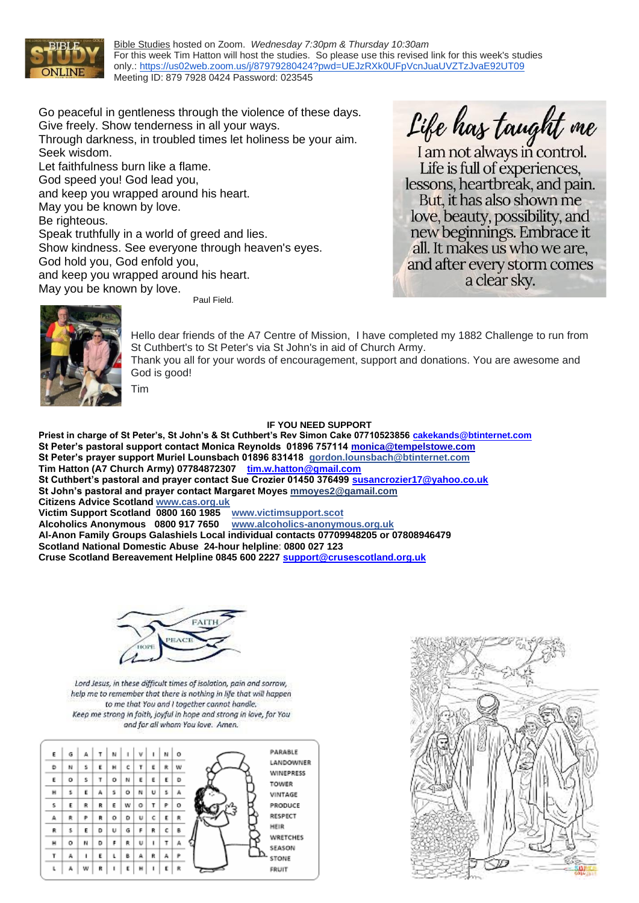Bible Studies hosted on Zoom. *Wednesday 7:30pm & Thursday 10:30am*
For this week Tim Hatton will host the studies. So please use this revised link for this week's studies only.: https://us02web.zoom.us/j/87979280424?pwd=UEJzRXk0UFpVcnJuaUVZTzJvaE92UT09
Meeting ID: 879 7928 0424 Password: 023545

Go peaceful in gentleness through the violence of these days.
Give freely. Show tenderness in all your ways.
Through darkness, in troubled times let holiness be your aim.
Seek wisdom.
Let faithfulness burn like a flame.
God speed you! God lead you,
and keep you wrapped around his heart.
May you be known by love.
Be righteous.
Speak truthfully in a world of greed and lies.
Show kindness. See everyone through heaven's eyes.
God hold you, God enfold you,
and keep you wrapped around his heart.
May you be known by love.

Paul Field.

*Life has taught me* I am not always in control. Life is full of experiences, lessons, heartbreak, and pain. But, it has also shown me love, beauty, possibility, and new beginnings. Embrace it all. It makes us who we are, and after every storm comes a clear sky.

Hello dear friends of the A7 Centre of Mission, I have completed my 1882 Challenge to run from St Cuthbert's to St Peter's via St John's in aid of Church Army.
Thank you all for your words of encouragement, support and donations. You are awesome and God is good!
Tim

**IF YOU NEED SUPPORT**

**Priest in charge of St Peter's, St John's & St Cuthbert's Rev Simon Cake 07710523856 cakekands@btinternet.com**
**St Peter's pastoral support contact Monica Reynolds 01896 757114 monica@tempelstowe.com**
**St Peter's prayer support Muriel Lounsbach 01896 831418 gordon.lounsbach@btinternet.com**
**Tim Hatton (A7 Church Army) 07784872307 tim.w.hatton@gmail.com**
**St Cuthbert's pastoral and prayer contact Sue Crozier 01450 376499 susancrozier17@yahoo.co.uk**
**St John's pastoral and prayer contact Margaret Moyes mmoyes2@gamail.com**
**Citizens Advice Scotland www.cas.org.uk**
**Victim Support Scotland 0800 160 1985 www.victimsupport.scot**
**Alcoholics Anonymous 0800 917 7650 www.alcoholics-anonymous.org.uk**
**Al-Anon Family Groups Galashiels Local individual contacts 07709948205 or 07808946479**
**Scotland National Domestic Abuse 24-hour helpline: 0800 027 123**
**Cruse Scotland Bereavement Helpline 0845 600 2227 support@crusescotland.org.uk**

FAITH
PEACE
HOPE

*Lord Jesus, in these difficult times of isolation, pain and sorrow, help me to remember that there is nothing in life that will happen to me that You and I together cannot handle. Keep me strong in faith, joyful in hope and strong in love, for You and for all whom You love. Amen.*

| | | | | | | | | | |
|---|---|---|---|---|---|---|---|---|---|
| E | G | A | T | N | I | V | I | N | O |
| D | N | S | E | H | C | T | E | R | W |
| E | O | S | T | O | N | E | E | E | D |
| H | S | E | A | S | O | N | U | S | A |
| S | E | R | R | E | W | O | T | P | O |
| A | R | P | R | O | D | U | C | E | R |
| R | S | E | D | U | G | F | R | C | B |
| H | O | N | D | F | R | U | I | T | A |
| T | A | I | E | L | B | A | R | A | P |
| L | A | W | R | I | E | H | I | E | R |

PARABLE
LANDOWNER
WINEPRESS
TOWER
VINTAGE
PRODUCE
RESPECT
HEIR
WRETCHES
SEASON
STONE
FRUIT